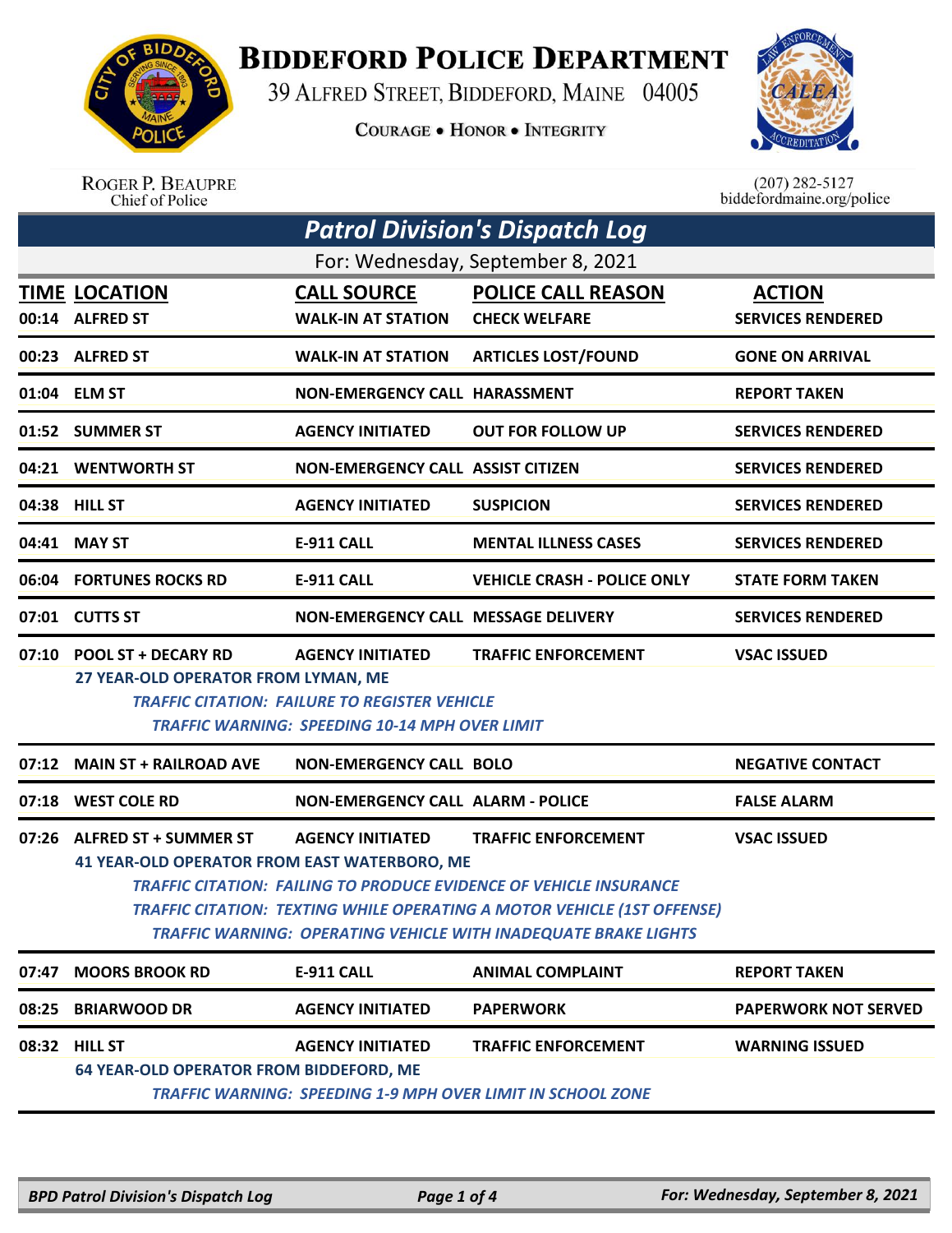# BIDDEFORD POLICE DEPARTMENT

39 ALFRED STREET, BIDDEFORD, MAINE 04005

COURAGE • HONOR • INTEGRITY

ROGER P. BEAUPRE
Chief of Police

(207) 282-5127
biddefordmaine.org/police

## Patrol Division's Dispatch Log

For: Wednesday, September 8, 2021

| TIME | LOCATION | CALL SOURCE | POLICE CALL REASON | ACTION |
|---|---|---|---|---|
| 00:14 | ALFRED ST | WALK-IN AT STATION | CHECK WELFARE | SERVICES RENDERED |
| 00:23 | ALFRED ST | WALK-IN AT STATION | ARTICLES LOST/FOUND | GONE ON ARRIVAL |
| 01:04 | ELM ST | NON-EMERGENCY CALL | HARASSMENT | REPORT TAKEN |
| 01:52 | SUMMER ST | AGENCY INITIATED | OUT FOR FOLLOW UP | SERVICES RENDERED |
| 04:21 | WENTWORTH ST | NON-EMERGENCY CALL | ASSIST CITIZEN | SERVICES RENDERED |
| 04:38 | HILL ST | AGENCY INITIATED | SUSPICION | SERVICES RENDERED |
| 04:41 | MAY ST | E-911 CALL | MENTAL ILLNESS CASES | SERVICES RENDERED |
| 06:04 | FORTUNES ROCKS RD | E-911 CALL | VEHICLE CRASH - POLICE ONLY | STATE FORM TAKEN |
| 07:01 | CUTTS ST | NON-EMERGENCY CALL | MESSAGE DELIVERY | SERVICES RENDERED |
| 07:10 | POOL ST + DECARY RD | AGENCY INITIATED | TRAFFIC ENFORCEMENT | VSAC ISSUED |

**27 YEAR-OLD OPERATOR FROM LYMAN, ME**
*TRAFFIC CITATION: FAILURE TO REGISTER VEHICLE*
*TRAFFIC WARNING: SPEEDING 10-14 MPH OVER LIMIT*

| TIME | LOCATION | CALL SOURCE | POLICE CALL REASON | ACTION |
|---|---|---|---|---|
| 07:12 | MAIN ST + RAILROAD AVE | NON-EMERGENCY CALL | BOLO | NEGATIVE CONTACT |
| 07:18 | WEST COLE RD | NON-EMERGENCY CALL | ALARM - POLICE | FALSE ALARM |
| 07:26 | ALFRED ST + SUMMER ST | AGENCY INITIATED | TRAFFIC ENFORCEMENT | VSAC ISSUED |

**41 YEAR-OLD OPERATOR FROM EAST WATERBORO, ME**
*TRAFFIC CITATION: FAILING TO PRODUCE EVIDENCE OF VEHICLE INSURANCE*
*TRAFFIC CITATION: TEXTING WHILE OPERATING A MOTOR VEHICLE (1ST OFFENSE)*
*TRAFFIC WARNING: OPERATING VEHICLE WITH INADEQUATE BRAKE LIGHTS*

| TIME | LOCATION | CALL SOURCE | POLICE CALL REASON | ACTION |
|---|---|---|---|---|
| 07:47 | MOORS BROOK RD | E-911 CALL | ANIMAL COMPLAINT | REPORT TAKEN |
| 08:25 | BRIARWOOD DR | AGENCY INITIATED | PAPERWORK | PAPERWORK NOT SERVED |
| 08:32 | HILL ST | AGENCY INITIATED | TRAFFIC ENFORCEMENT | WARNING ISSUED |

**64 YEAR-OLD OPERATOR FROM BIDDEFORD, ME**
*TRAFFIC WARNING: SPEEDING 1-9 MPH OVER LIMIT IN SCHOOL ZONE*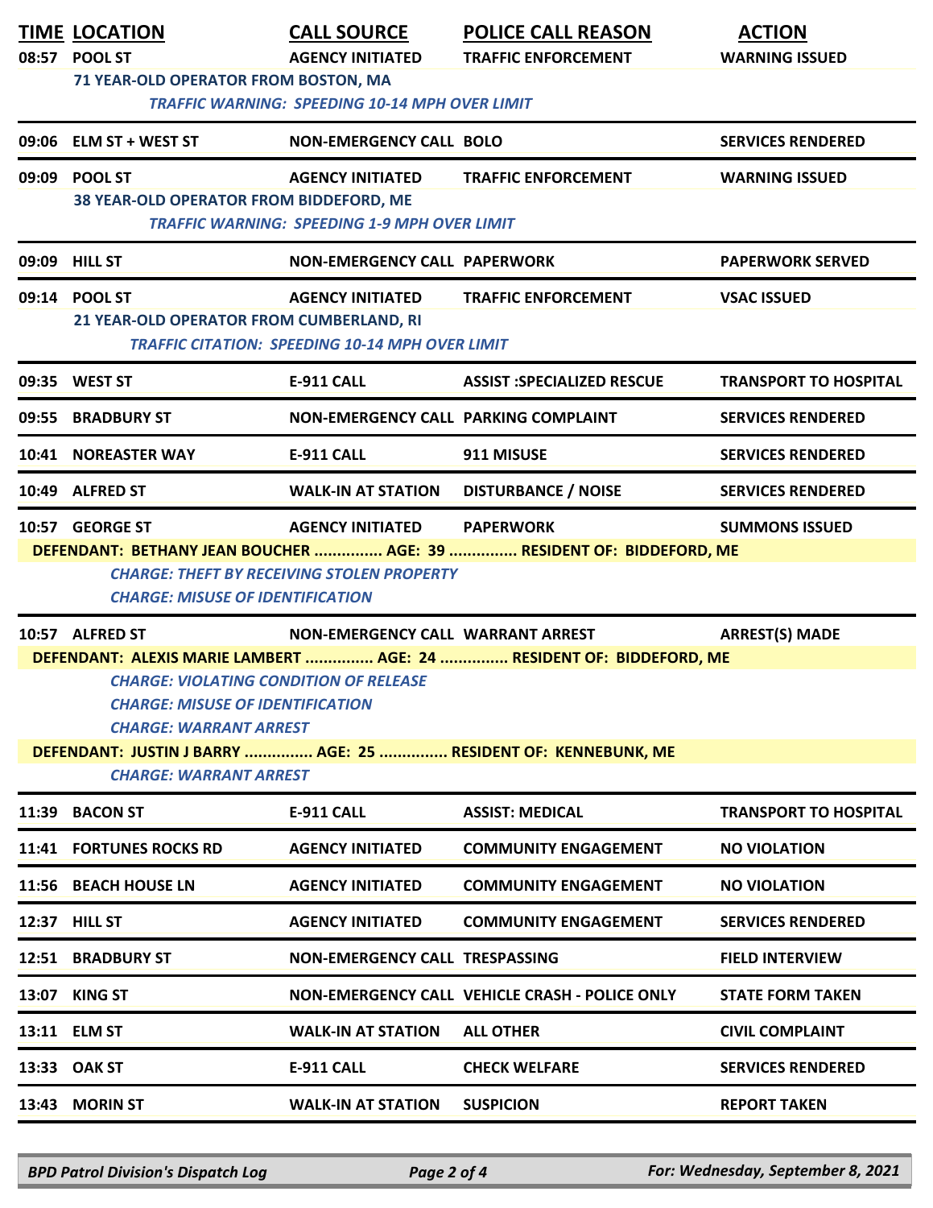| TIME | LOCATION | CALL SOURCE | POLICE CALL REASON | ACTION |
|---|---|---|---|---|
| 08:57 | POOL ST | AGENCY INITIATED | TRAFFIC ENFORCEMENT | WARNING ISSUED |
| | 71 YEAR-OLD OPERATOR FROM BOSTON, MA | | | |
| | *TRAFFIC WARNING: SPEEDING 10-14 MPH OVER LIMIT* | | | |
| 09:06 | ELM ST + WEST ST | NON-EMERGENCY CALL | BOLO | SERVICES RENDERED |
| 09:09 | POOL ST | AGENCY INITIATED | TRAFFIC ENFORCEMENT | WARNING ISSUED |
| | 38 YEAR-OLD OPERATOR FROM BIDDEFORD, ME | | | |
| | *TRAFFIC WARNING: SPEEDING 1-9 MPH OVER LIMIT* | | | |
| 09:09 | HILL ST | NON-EMERGENCY CALL | PAPERWORK | PAPERWORK SERVED |
| 09:14 | POOL ST | AGENCY INITIATED | TRAFFIC ENFORCEMENT | VSAC ISSUED |
| | 21 YEAR-OLD OPERATOR FROM CUMBERLAND, RI | | | |
| | *TRAFFIC CITATION: SPEEDING 10-14 MPH OVER LIMIT* | | | |
| 09:35 | WEST ST | E-911 CALL | ASSIST :SPECIALIZED RESCUE | TRANSPORT TO HOSPITAL |
| 09:55 | BRADBURY ST | NON-EMERGENCY CALL | PARKING COMPLAINT | SERVICES RENDERED |
| 10:41 | NOREASTER WAY | E-911 CALL | 911 MISUSE | SERVICES RENDERED |
| 10:49 | ALFRED ST | WALK-IN AT STATION | DISTURBANCE / NOISE | SERVICES RENDERED |
| 10:57 | GEORGE ST | AGENCY INITIATED | PAPERWORK | SUMMONS ISSUED |
| | DEFENDANT: BETHANY JEAN BOUCHER ............... AGE: 39 ............... RESIDENT OF: BIDDEFORD, ME | | | |
| | *CHARGE: THEFT BY RECEIVING STOLEN PROPERTY* | | | |
| | *CHARGE: MISUSE OF IDENTIFICATION* | | | |
| 10:57 | ALFRED ST | NON-EMERGENCY CALL | WARRANT ARREST | ARREST(S) MADE |
| | DEFENDANT: ALEXIS MARIE LAMBERT ............... AGE: 24 ............... RESIDENT OF: BIDDEFORD, ME | | | |
| | *CHARGE: VIOLATING CONDITION OF RELEASE* | | | |
| | *CHARGE: MISUSE OF IDENTIFICATION* | | | |
| | *CHARGE: WARRANT ARREST* | | | |
| | DEFENDANT: JUSTIN J BARRY ............... AGE: 25 ............... RESIDENT OF: KENNEBUNK, ME | | | |
| | *CHARGE: WARRANT ARREST* | | | |
| 11:39 | BACON ST | E-911 CALL | ASSIST: MEDICAL | TRANSPORT TO HOSPITAL |
| 11:41 | FORTUNES ROCKS RD | AGENCY INITIATED | COMMUNITY ENGAGEMENT | NO VIOLATION |
| 11:56 | BEACH HOUSE LN | AGENCY INITIATED | COMMUNITY ENGAGEMENT | NO VIOLATION |
| 12:37 | HILL ST | AGENCY INITIATED | COMMUNITY ENGAGEMENT | SERVICES RENDERED |
| 12:51 | BRADBURY ST | NON-EMERGENCY CALL | TRESPASSING | FIELD INTERVIEW |
| 13:07 | KING ST | NON-EMERGENCY CALL | VEHICLE CRASH - POLICE ONLY | STATE FORM TAKEN |
| 13:11 | ELM ST | WALK-IN AT STATION | ALL OTHER | CIVIL COMPLAINT |
| 13:33 | OAK ST | E-911 CALL | CHECK WELFARE | SERVICES RENDERED |
| 13:43 | MORIN ST | WALK-IN AT STATION | SUSPICION | REPORT TAKEN |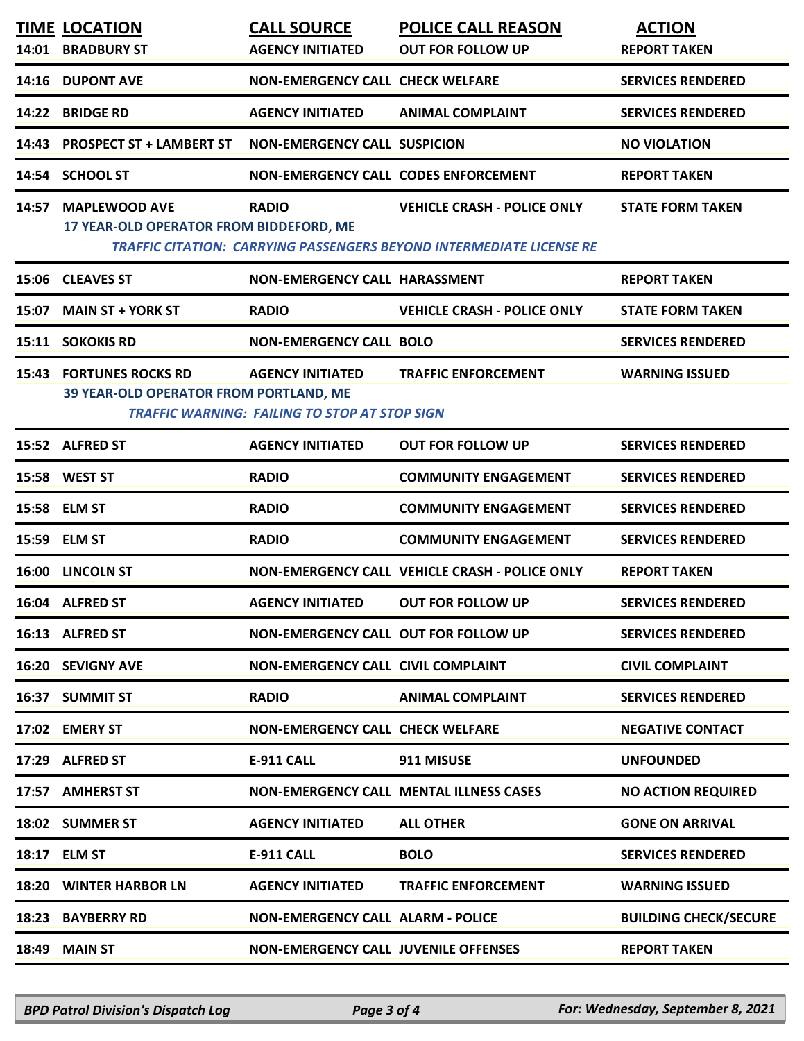| TIME | LOCATION | CALL SOURCE | POLICE CALL REASON | ACTION |
|---|---|---|---|---|
| 14:01 | BRADBURY ST | AGENCY INITIATED | OUT FOR FOLLOW UP | REPORT TAKEN |
| 14:16 | DUPONT AVE | NON-EMERGENCY CALL | CHECK WELFARE | SERVICES RENDERED |
| 14:22 | BRIDGE RD | AGENCY INITIATED | ANIMAL COMPLAINT | SERVICES RENDERED |
| 14:43 | PROSPECT ST + LAMBERT ST | NON-EMERGENCY CALL | SUSPICION | NO VIOLATION |
| 14:54 | SCHOOL ST | NON-EMERGENCY CALL | CODES ENFORCEMENT | REPORT TAKEN |
| 14:57 | MAPLEWOOD AVE | RADIO | VEHICLE CRASH - POLICE ONLY | STATE FORM TAKEN |
| | 17 YEAR-OLD OPERATOR FROM BIDDEFORD, ME | | | |
| | *TRAFFIC CITATION: CARRYING PASSENGERS BEYOND INTERMEDIATE LICENSE RE* | | | |
| 15:06 | CLEAVES ST | NON-EMERGENCY CALL | HARASSMENT | REPORT TAKEN |
| 15:07 | MAIN ST + YORK ST | RADIO | VEHICLE CRASH - POLICE ONLY | STATE FORM TAKEN |
| 15:11 | SOKOKIS RD | NON-EMERGENCY CALL | BOLO | SERVICES RENDERED |
| 15:43 | FORTUNES ROCKS RD | AGENCY INITIATED | TRAFFIC ENFORCEMENT | WARNING ISSUED |
| | 39 YEAR-OLD OPERATOR FROM PORTLAND, ME | | | |
| | *TRAFFIC WARNING: FAILING TO STOP AT STOP SIGN* | | | |
| 15:52 | ALFRED ST | AGENCY INITIATED | OUT FOR FOLLOW UP | SERVICES RENDERED |
| 15:58 | WEST ST | RADIO | COMMUNITY ENGAGEMENT | SERVICES RENDERED |
| 15:58 | ELM ST | RADIO | COMMUNITY ENGAGEMENT | SERVICES RENDERED |
| 15:59 | ELM ST | RADIO | COMMUNITY ENGAGEMENT | SERVICES RENDERED |
| 16:00 | LINCOLN ST | NON-EMERGENCY CALL | VEHICLE CRASH - POLICE ONLY | REPORT TAKEN |
| 16:04 | ALFRED ST | AGENCY INITIATED | OUT FOR FOLLOW UP | SERVICES RENDERED |
| 16:13 | ALFRED ST | NON-EMERGENCY CALL | OUT FOR FOLLOW UP | SERVICES RENDERED |
| 16:20 | SEVIGNY AVE | NON-EMERGENCY CALL | CIVIL COMPLAINT | CIVIL COMPLAINT |
| 16:37 | SUMMIT ST | RADIO | ANIMAL COMPLAINT | SERVICES RENDERED |
| 17:02 | EMERY ST | NON-EMERGENCY CALL | CHECK WELFARE | NEGATIVE CONTACT |
| 17:29 | ALFRED ST | E-911 CALL | 911 MISUSE | UNFOUNDED |
| 17:57 | AMHERST ST | NON-EMERGENCY CALL | MENTAL ILLNESS CASES | NO ACTION REQUIRED |
| 18:02 | SUMMER ST | AGENCY INITIATED | ALL OTHER | GONE ON ARRIVAL |
| 18:17 | ELM ST | E-911 CALL | BOLO | SERVICES RENDERED |
| 18:20 | WINTER HARBOR LN | AGENCY INITIATED | TRAFFIC ENFORCEMENT | WARNING ISSUED |
| 18:23 | BAYBERRY RD | NON-EMERGENCY CALL | ALARM - POLICE | BUILDING CHECK/SECURE |
| 18:49 | MAIN ST | NON-EMERGENCY CALL | JUVENILE OFFENSES | REPORT TAKEN |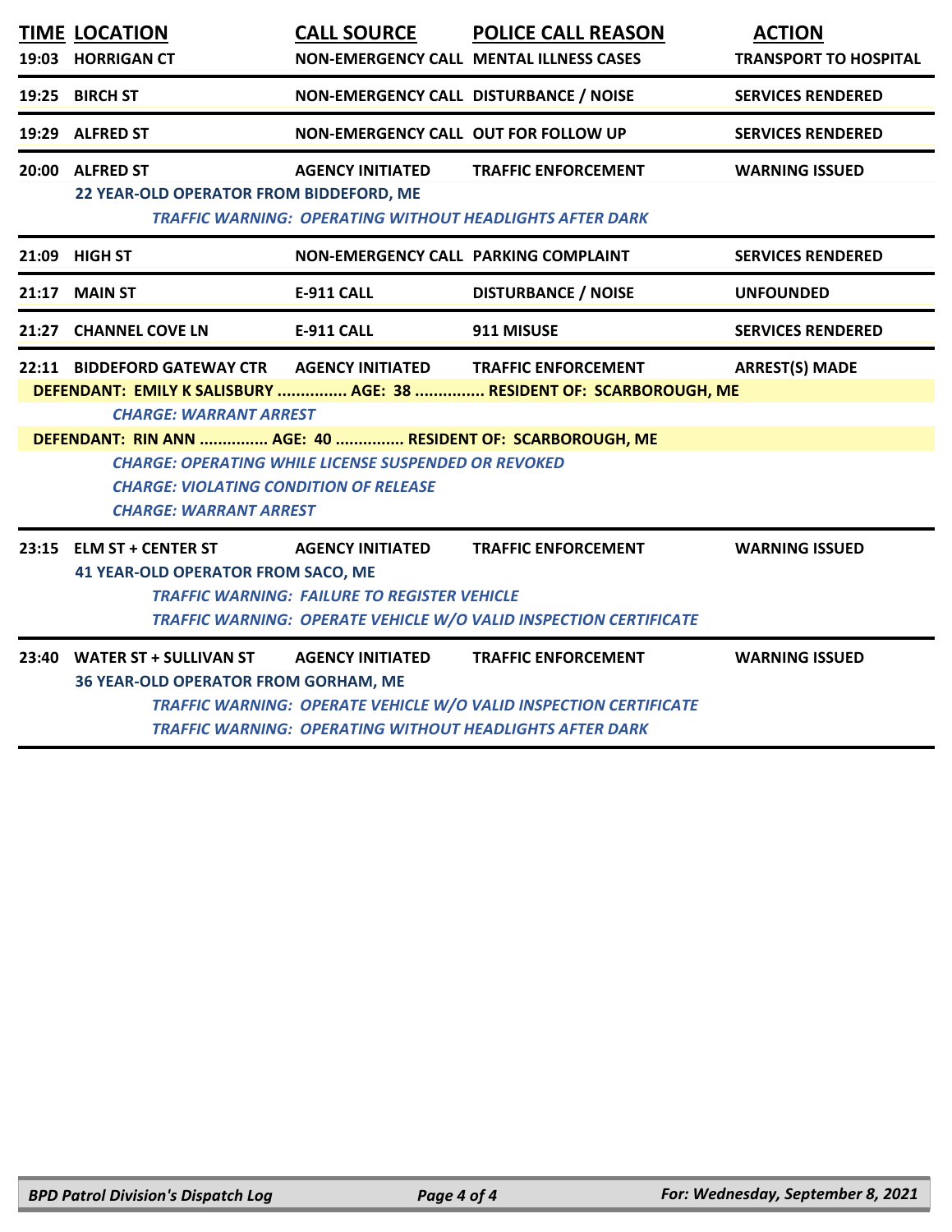| TIME | LOCATION | CALL SOURCE | POLICE CALL REASON | ACTION |
|---|---|---|---|---|
| 19:03 | HORRIGAN CT | NON-EMERGENCY CALL | MENTAL ILLNESS CASES | TRANSPORT TO HOSPITAL |
| 19:25 | BIRCH ST | NON-EMERGENCY CALL | DISTURBANCE / NOISE | SERVICES RENDERED |
| 19:29 | ALFRED ST | NON-EMERGENCY CALL | OUT FOR FOLLOW UP | SERVICES RENDERED |
| 20:00 | ALFRED ST | AGENCY INITIATED | TRAFFIC ENFORCEMENT | WARNING ISSUED |

**22 YEAR-OLD OPERATOR FROM BIDDEFORD, ME**

*TRAFFIC WARNING: OPERATING WITHOUT HEADLIGHTS AFTER DARK*

| TIME | LOCATION | CALL SOURCE | POLICE CALL REASON | ACTION |
|---|---|---|---|---|
| 21:09 | HIGH ST | NON-EMERGENCY CALL | PARKING COMPLAINT | SERVICES RENDERED |
| 21:17 | MAIN ST | E-911 CALL | DISTURBANCE / NOISE | UNFOUNDED |
| 21:27 | CHANNEL COVE LN | E-911 CALL | 911 MISUSE | SERVICES RENDERED |
| 22:11 | BIDDEFORD GATEWAY CTR | AGENCY INITIATED | TRAFFIC ENFORCEMENT | ARREST(S) MADE |

**DEFENDANT: EMILY K SALISBURY ............... AGE: 38 ............... RESIDENT OF: SCARBOROUGH, ME**

*CHARGE: WARRANT ARREST*

**DEFENDANT: RIN ANN ............... AGE: 40 ............... RESIDENT OF: SCARBOROUGH, ME**

*CHARGE: OPERATING WHILE LICENSE SUSPENDED OR REVOKED*

*CHARGE: VIOLATING CONDITION OF RELEASE*

*CHARGE: WARRANT ARREST*

| TIME | LOCATION | CALL SOURCE | POLICE CALL REASON | ACTION |
|---|---|---|---|---|
| 23:15 | ELM ST + CENTER ST | AGENCY INITIATED | TRAFFIC ENFORCEMENT | WARNING ISSUED |

**41 YEAR-OLD OPERATOR FROM SACO, ME**

*TRAFFIC WARNING: FAILURE TO REGISTER VEHICLE*

*TRAFFIC WARNING: OPERATE VEHICLE W/O VALID INSPECTION CERTIFICATE*

| TIME | LOCATION | CALL SOURCE | POLICE CALL REASON | ACTION |
|---|---|---|---|---|
| 23:40 | WATER ST + SULLIVAN ST | AGENCY INITIATED | TRAFFIC ENFORCEMENT | WARNING ISSUED |

**36 YEAR-OLD OPERATOR FROM GORHAM, ME**

*TRAFFIC WARNING: OPERATE VEHICLE W/O VALID INSPECTION CERTIFICATE*

*TRAFFIC WARNING: OPERATING WITHOUT HEADLIGHTS AFTER DARK*